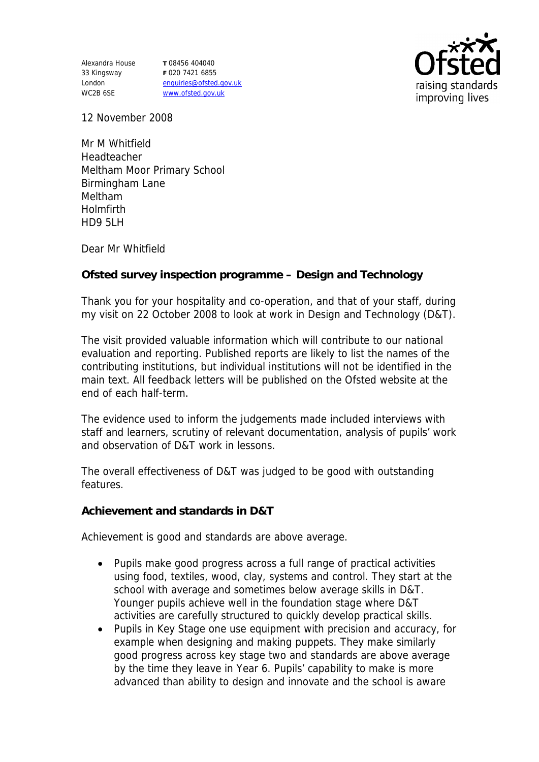Alexandra House
33 Kingsway
London
WC2B 6SE

**T** 08456 404040
**F** 020 7421 6855
enquiries@ofsted.gov.uk
www.ofsted.gov.uk

Ofsted
raising standards
improving lives

12 November 2008

Mr M Whitfield
Headteacher
Meltham Moor Primary School
Birmingham Lane
Meltham
Holmfirth
HD9 5LH

Dear Mr Whitfield

**Ofsted survey inspection programme – Design and Technology**

Thank you for your hospitality and co-operation, and that of your staff, during my visit on 22 October 2008 to look at work in Design and Technology (D&T).

The visit provided valuable information which will contribute to our national evaluation and reporting. Published reports are likely to list the names of the contributing institutions, but individual institutions will not be identified in the main text. All feedback letters will be published on the Ofsted website at the end of each half-term.

The evidence used to inform the judgements made included interviews with staff and learners, scrutiny of relevant documentation, analysis of pupils' work and observation of D&T work in lessons.

The overall effectiveness of D&T was judged to be good with outstanding features.

**Achievement and standards in D&T**

Achievement is good and standards are above average.

- Pupils make good progress across a full range of practical activities using food, textiles, wood, clay, systems and control. They start at the school with average and sometimes below average skills in D&T. Younger pupils achieve well in the foundation stage where D&T activities are carefully structured to quickly develop practical skills.
- Pupils in Key Stage one use equipment with precision and accuracy, for example when designing and making puppets. They make similarly good progress across key stage two and standards are above average by the time they leave in Year 6. Pupils' capability to make is more advanced than ability to design and innovate and the school is aware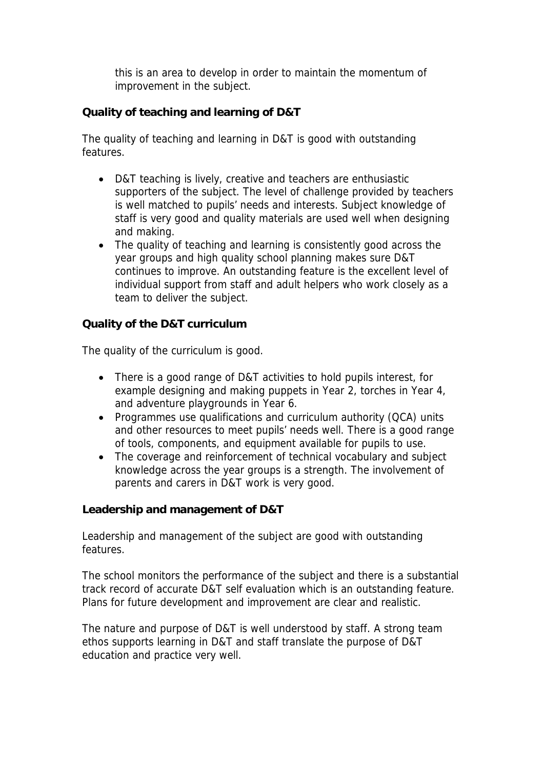this is an area to develop in order to maintain the momentum of improvement in the subject.

**Quality of teaching and learning of D&T**

The quality of teaching and learning in D&T is good with outstanding features.

- D&T teaching is lively, creative and teachers are enthusiastic supporters of the subject. The level of challenge provided by teachers is well matched to pupils' needs and interests. Subject knowledge of staff is very good and quality materials are used well when designing and making.
- The quality of teaching and learning is consistently good across the year groups and high quality school planning makes sure D&T continues to improve. An outstanding feature is the excellent level of individual support from staff and adult helpers who work closely as a team to deliver the subject.

**Quality of the D&T curriculum**

The quality of the curriculum is good.

- There is a good range of D&T activities to hold pupils interest, for example designing and making puppets in Year 2, torches in Year 4, and adventure playgrounds in Year 6.
- Programmes use qualifications and curriculum authority (QCA) units and other resources to meet pupils' needs well. There is a good range of tools, components, and equipment available for pupils to use.
- The coverage and reinforcement of technical vocabulary and subject knowledge across the year groups is a strength. The involvement of parents and carers in D&T work is very good.

**Leadership and management of D&T**

Leadership and management of the subject are good with outstanding features.

The school monitors the performance of the subject and there is a substantial track record of accurate D&T self evaluation which is an outstanding feature. Plans for future development and improvement are clear and realistic.

The nature and purpose of D&T is well understood by staff. A strong team ethos supports learning in D&T and staff translate the purpose of D&T education and practice very well.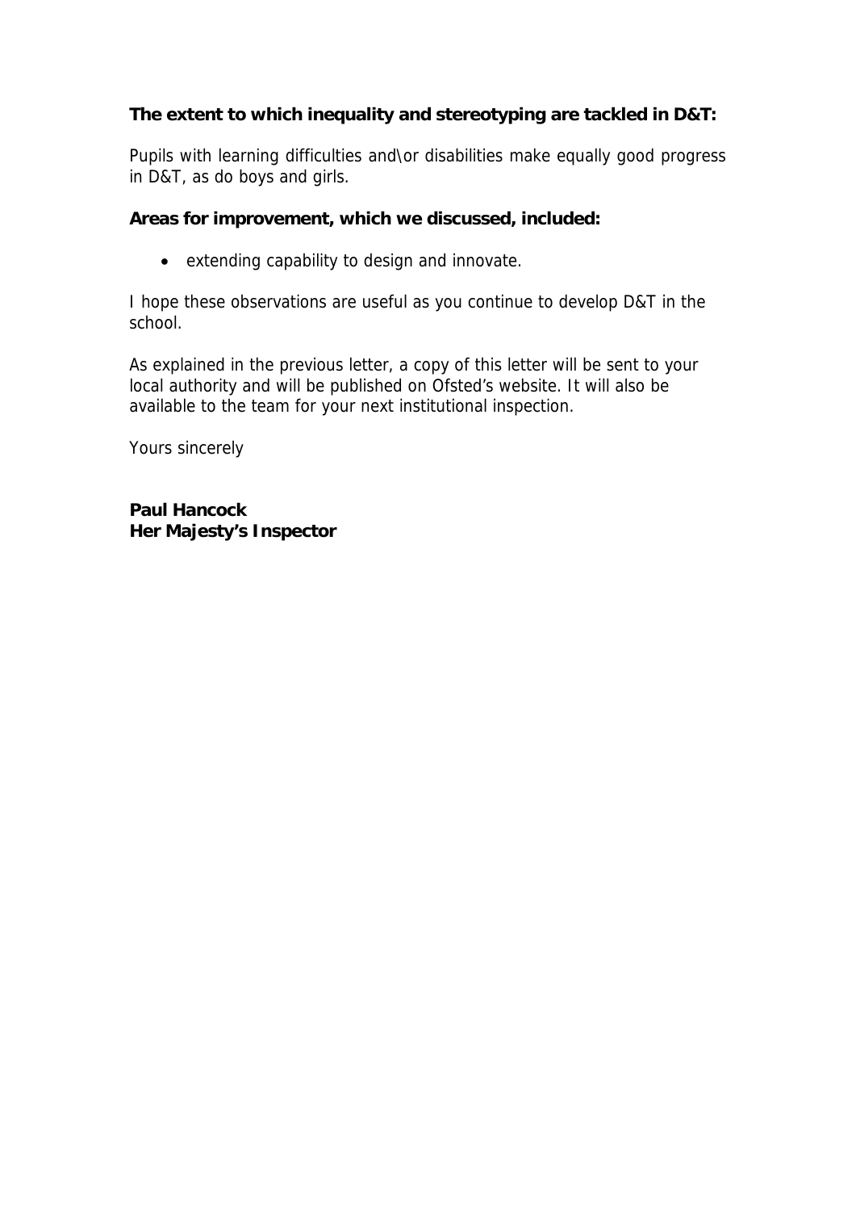**The extent to which inequality and stereotyping are tackled in D&T:**

Pupils with learning difficulties and\or disabilities make equally good progress in D&T, as do boys and girls.

**Areas for improvement, which we discussed, included:**

- extending capability to design and innovate.

I hope these observations are useful as you continue to develop D&T in the school.

As explained in the previous letter, a copy of this letter will be sent to your local authority and will be published on Ofsted's website. It will also be available to the team for your next institutional inspection.

Yours sincerely

**Paul Hancock**
**Her Majesty's Inspector**